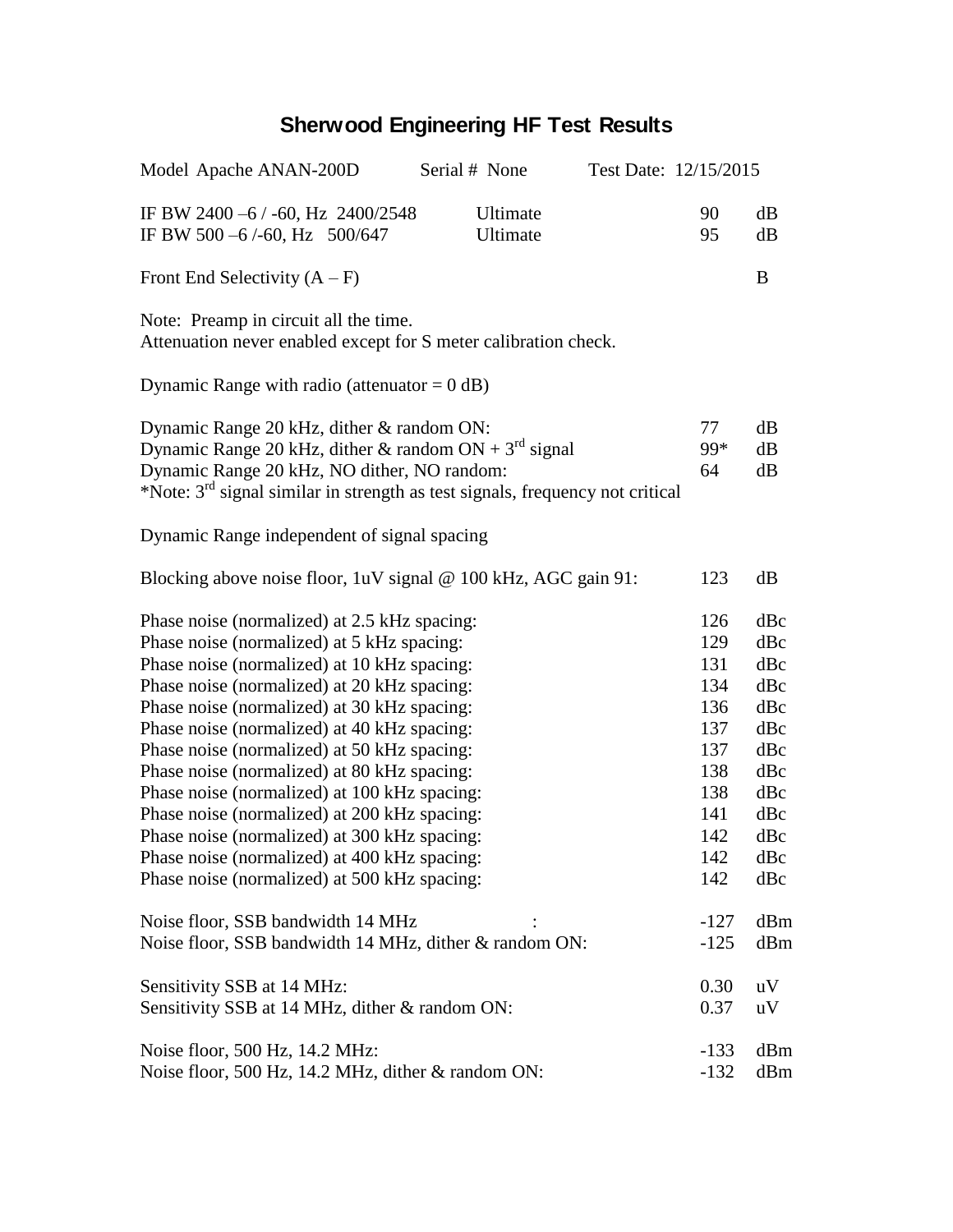# Sherwood Engineering HF Test Results

Model Apache ANAN-200D  Serial # None  Test Date: 12/15/2015

| | | | |
|---|---|---|---|
| IF BW 2400 –6 / -60, Hz 2400/2548 | Ultimate | 90 | dB |
| IF BW 500 –6 /-60, Hz 500/647 | Ultimate | 95 | dB |

Front End Selectivity (A – F)  B

Note: Preamp in circuit all the time.
Attenuation never enabled except for S meter calibration check.

Dynamic Range with radio (attenuator = 0 dB)

| | | |
|---|---|---|
| Dynamic Range 20 kHz, dither & random ON: | 77 | dB |
| Dynamic Range 20 kHz, dither & random ON + 3rd signal | 99* | dB |
| Dynamic Range 20 kHz, NO dither, NO random: | 64 | dB |

*Note: 3rd signal similar in strength as test signals, frequency not critical

Dynamic Range independent of signal spacing

| | | |
|---|---|---|
| Blocking above noise floor, 1uV signal @ 100 kHz, AGC gain 91: | 123 | dB |

| | | |
|---|---|---|
| Phase noise (normalized) at 2.5 kHz spacing: | 126 | dBc |
| Phase noise (normalized) at 5 kHz spacing: | 129 | dBc |
| Phase noise (normalized) at 10 kHz spacing: | 131 | dBc |
| Phase noise (normalized) at 20 kHz spacing: | 134 | dBc |
| Phase noise (normalized) at 30 kHz spacing: | 136 | dBc |
| Phase noise (normalized) at 40 kHz spacing: | 137 | dBc |
| Phase noise (normalized) at 50 kHz spacing: | 137 | dBc |
| Phase noise (normalized) at 80 kHz spacing: | 138 | dBc |
| Phase noise (normalized) at 100 kHz spacing: | 138 | dBc |
| Phase noise (normalized) at 200 kHz spacing: | 141 | dBc |
| Phase noise (normalized) at 300 kHz spacing: | 142 | dBc |
| Phase noise (normalized) at 400 kHz spacing: | 142 | dBc |
| Phase noise (normalized) at 500 kHz spacing: | 142 | dBc |

| | | |
|---|---|---|
| Noise floor, SSB bandwidth 14 MHz : | -127 | dBm |
| Noise floor, SSB bandwidth 14 MHz, dither & random ON: | -125 | dBm |

| | | |
|---|---|---|
| Sensitivity SSB at 14 MHz: | 0.30 | uV |
| Sensitivity SSB at 14 MHz, dither & random ON: | 0.37 | uV |

| | | |
|---|---|---|
| Noise floor, 500 Hz, 14.2 MHz: | -133 | dBm |
| Noise floor, 500 Hz, 14.2 MHz, dither & random ON: | -132 | dBm |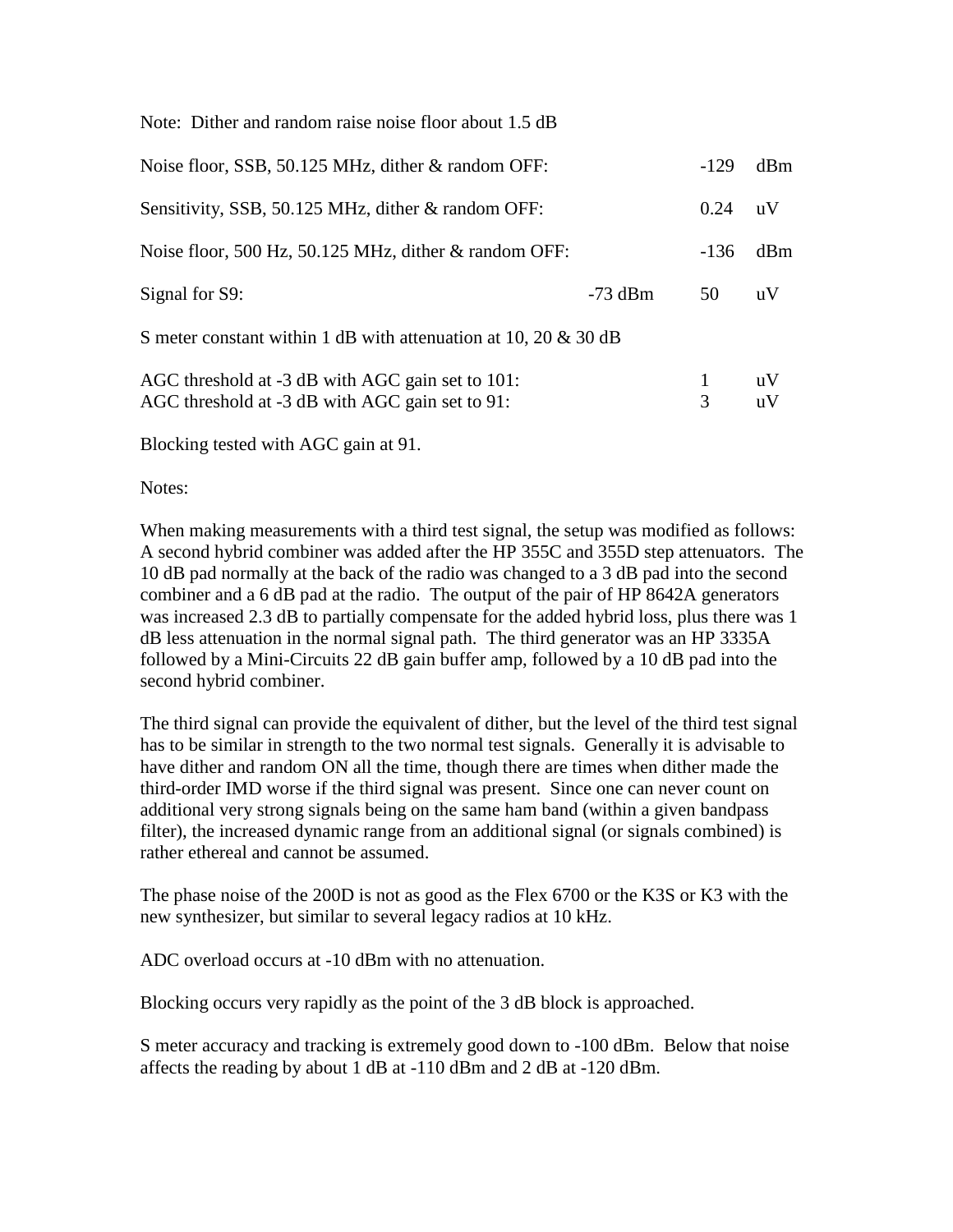Note: Dither and random raise noise floor about 1.5 dB

| | | | |
|---|---|---|---|
| Noise floor, SSB, 50.125 MHz, dither & random OFF: | | -129 | dBm |
| Sensitivity, SSB, 50.125 MHz, dither & random OFF: | | 0.24 | uV |
| Noise floor, 500 Hz, 50.125 MHz, dither & random OFF: | | -136 | dBm |
| Signal for S9: | -73 dBm | 50 | uV |

S meter constant within 1 dB with attenuation at 10, 20 & 30 dB

| | | |
|---|---|---|
| AGC threshold at -3 dB with AGC gain set to 101: | 1 | uV |
| AGC threshold at -3 dB with AGC gain set to 91: | 3 | uV |

Blocking tested with AGC gain at 91.

Notes:

When making measurements with a third test signal, the setup was modified as follows: A second hybrid combiner was added after the HP 355C and 355D step attenuators. The 10 dB pad normally at the back of the radio was changed to a 3 dB pad into the second combiner and a 6 dB pad at the radio. The output of the pair of HP 8642A generators was increased 2.3 dB to partially compensate for the added hybrid loss, plus there was 1 dB less attenuation in the normal signal path. The third generator was an HP 3335A followed by a Mini-Circuits 22 dB gain buffer amp, followed by a 10 dB pad into the second hybrid combiner.

The third signal can provide the equivalent of dither, but the level of the third test signal has to be similar in strength to the two normal test signals. Generally it is advisable to have dither and random ON all the time, though there are times when dither made the third-order IMD worse if the third signal was present. Since one can never count on additional very strong signals being on the same ham band (within a given bandpass filter), the increased dynamic range from an additional signal (or signals combined) is rather ethereal and cannot be assumed.

The phase noise of the 200D is not as good as the Flex 6700 or the K3S or K3 with the new synthesizer, but similar to several legacy radios at 10 kHz.

ADC overload occurs at -10 dBm with no attenuation.

Blocking occurs very rapidly as the point of the 3 dB block is approached.

S meter accuracy and tracking is extremely good down to -100 dBm. Below that noise affects the reading by about 1 dB at -110 dBm and 2 dB at -120 dBm.